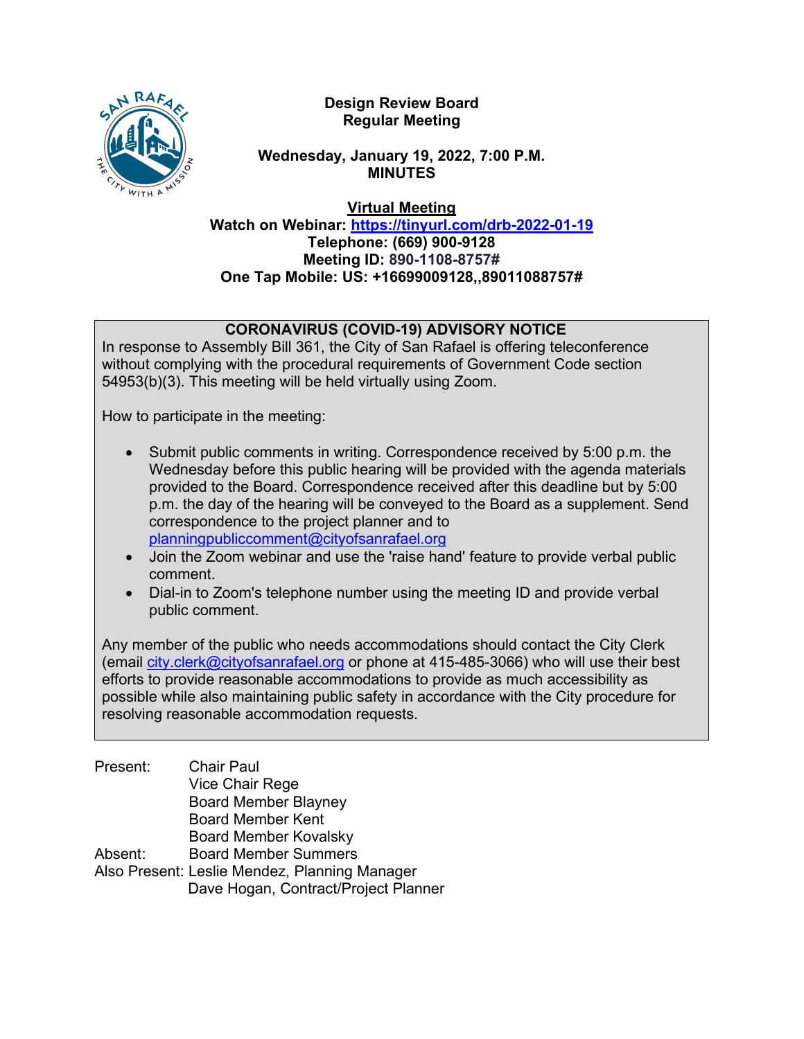# Design Review Board
## Regular Meeting

**Wednesday, January 19, 2022, 7:00 P.M.**
**MINUTES**

**Virtual Meeting**
**Watch on Webinar: https://tinyurl.com/drb-2022-01-19**
**Telephone: (669) 900-9128**
**Meeting ID: 890-1108-8757#**
**One Tap Mobile: US: +16699009128,,89011088757#**

---

**CORONAVIRUS (COVID-19) ADVISORY NOTICE**

In response to Assembly Bill 361, the City of San Rafael is offering teleconference without complying with the procedural requirements of Government Code section 54953(b)(3). This meeting will be held virtually using Zoom.

How to participate in the meeting:

- Submit public comments in writing. Correspondence received by 5:00 p.m. the Wednesday before this public hearing will be provided with the agenda materials provided to the Board. Correspondence received after this deadline but by 5:00 p.m. the day of the hearing will be conveyed to the Board as a supplement. Send correspondence to the project planner and to planningpubliccomment@cityofsanrafael.org
- Join the Zoom webinar and use the 'raise hand' feature to provide verbal public comment.
- Dial-in to Zoom's telephone number using the meeting ID and provide verbal public comment.

Any member of the public who needs accommodations should contact the City Clerk (email city.clerk@cityofsanrafael.org or phone at 415-485-3066) who will use their best efforts to provide reasonable accommodations to provide as much accessibility as possible while also maintaining public safety in accordance with the City procedure for resolving reasonable accommodation requests.

---

Present: Chair Paul
Vice Chair Rege
Board Member Blayney
Board Member Kent
Board Member Kovalsky

Absent: Board Member Summers

Also Present: Leslie Mendez, Planning Manager
Dave Hogan, Contract/Project Planner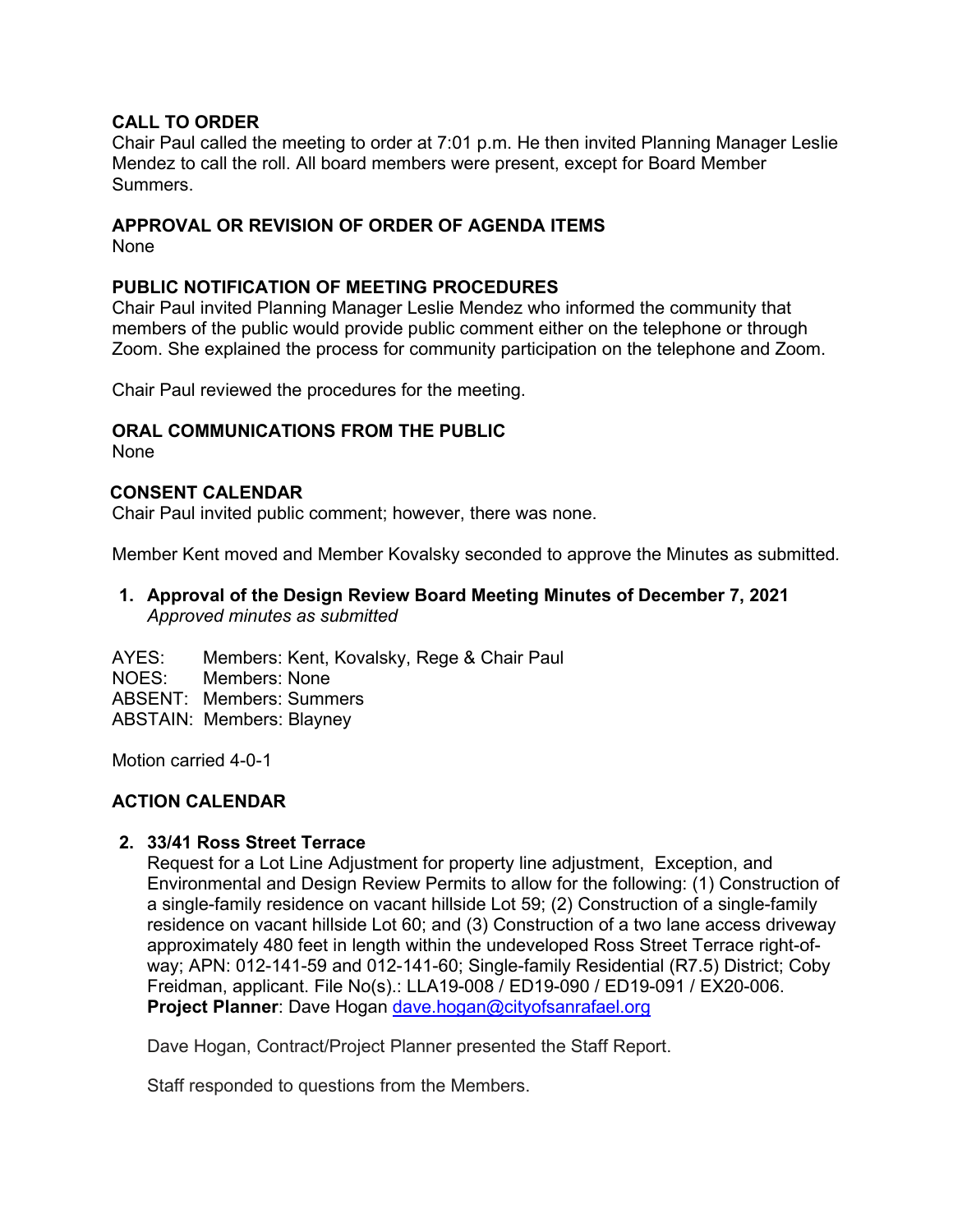## CALL TO ORDER

Chair Paul called the meeting to order at 7:01 p.m. He then invited Planning Manager Leslie Mendez to call the roll. All board members were present, except for Board Member Summers.

## APPROVAL OR REVISION OF ORDER OF AGENDA ITEMS

None

## PUBLIC NOTIFICATION OF MEETING PROCEDURES

Chair Paul invited Planning Manager Leslie Mendez who informed the community that members of the public would provide public comment either on the telephone or through Zoom. She explained the process for community participation on the telephone and Zoom.

Chair Paul reviewed the procedures for the meeting.

## ORAL COMMUNICATIONS FROM THE PUBLIC

None

## CONSENT CALENDAR

Chair Paul invited public comment; however, there was none.

Member Kent moved and Member Kovalsky seconded to approve the Minutes as submitted.

1. **Approval of the Design Review Board Meeting Minutes of December 7, 2021**
   *Approved minutes as submitted*

AYES: Members: Kent, Kovalsky, Rege & Chair Paul
NOES: Members: None
ABSENT: Members: Summers
ABSTAIN: Members: Blayney

Motion carried 4-0-1

## ACTION CALENDAR

2. **33/41 Ross Street Terrace**
   Request for a Lot Line Adjustment for property line adjustment, Exception, and Environmental and Design Review Permits to allow for the following: (1) Construction of a single-family residence on vacant hillside Lot 59; (2) Construction of a single-family residence on vacant hillside Lot 60; and (3) Construction of a two lane access driveway approximately 480 feet in length within the undeveloped Ross Street Terrace right-of-way; APN: 012-141-59 and 012-141-60; Single-family Residential (R7.5) District; Coby Freidman, applicant. File No(s).: LLA19-008 / ED19-090 / ED19-091 / EX20-006.
   **Project Planner**: Dave Hogan dave.hogan@cityofsanrafael.org

   Dave Hogan, Contract/Project Planner presented the Staff Report.

   Staff responded to questions from the Members.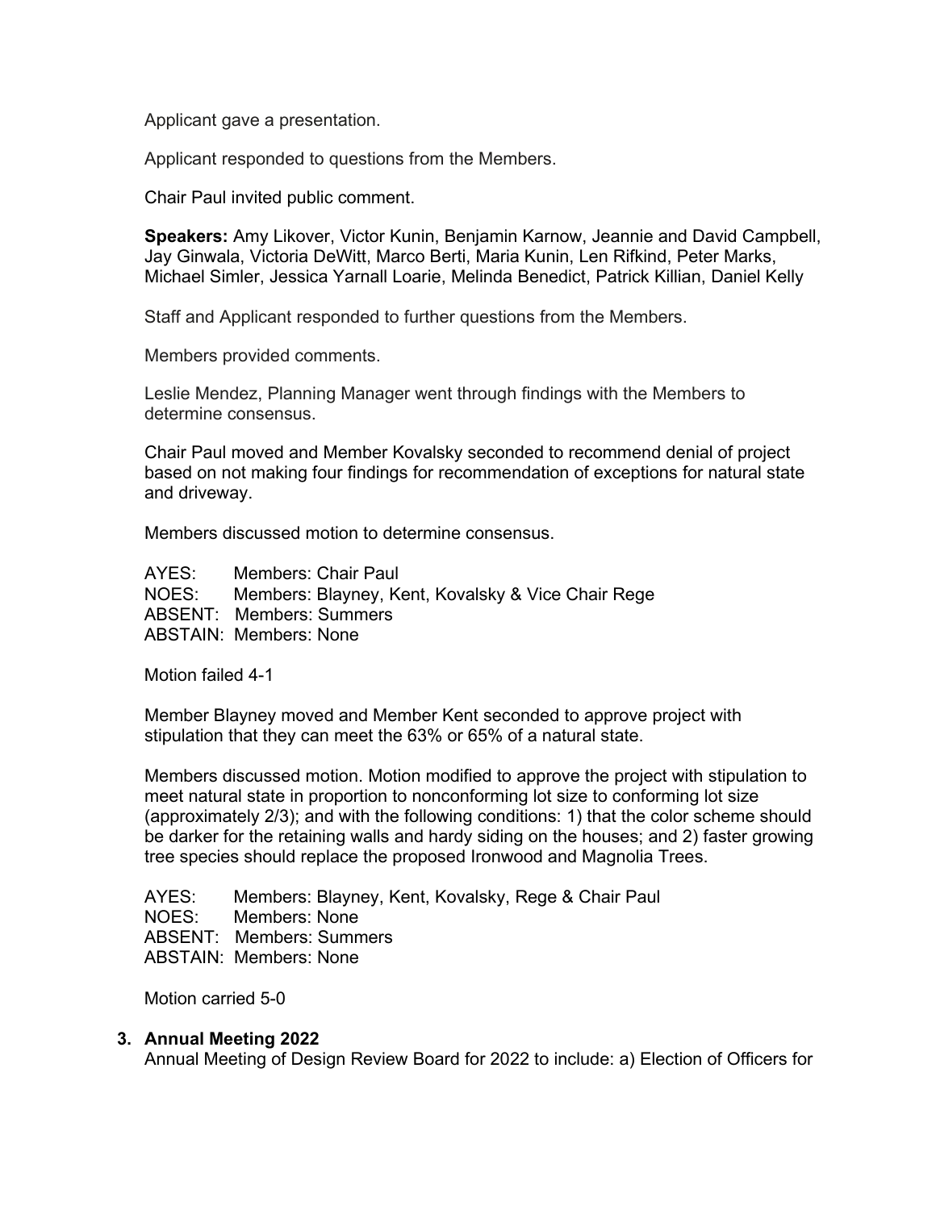Applicant gave a presentation.

Applicant responded to questions from the Members.

Chair Paul invited public comment.

**Speakers:** Amy Likover, Victor Kunin, Benjamin Karnow, Jeannie and David Campbell, Jay Ginwala, Victoria DeWitt, Marco Berti, Maria Kunin, Len Rifkind, Peter Marks, Michael Simler, Jessica Yarnall Loarie, Melinda Benedict, Patrick Killian, Daniel Kelly

Staff and Applicant responded to further questions from the Members.

Members provided comments.

Leslie Mendez, Planning Manager went through findings with the Members to determine consensus.

Chair Paul moved and Member Kovalsky seconded to recommend denial of project based on not making four findings for recommendation of exceptions for natural state and driveway.

Members discussed motion to determine consensus.

AYES: Members: Chair Paul
NOES: Members: Blayney, Kent, Kovalsky & Vice Chair Rege
ABSENT: Members: Summers
ABSTAIN: Members: None

Motion failed 4-1

Member Blayney moved and Member Kent seconded to approve project with stipulation that they can meet the 63% or 65% of a natural state.

Members discussed motion. Motion modified to approve the project with stipulation to meet natural state in proportion to nonconforming lot size to conforming lot size (approximately 2/3); and with the following conditions: 1) that the color scheme should be darker for the retaining walls and hardy siding on the houses; and 2) faster growing tree species should replace the proposed Ironwood and Magnolia Trees.

AYES: Members: Blayney, Kent, Kovalsky, Rege & Chair Paul
NOES: Members: None
ABSENT: Members: Summers
ABSTAIN: Members: None

Motion carried 5-0

**3. Annual Meeting 2022**
Annual Meeting of Design Review Board for 2022 to include: a) Election of Officers for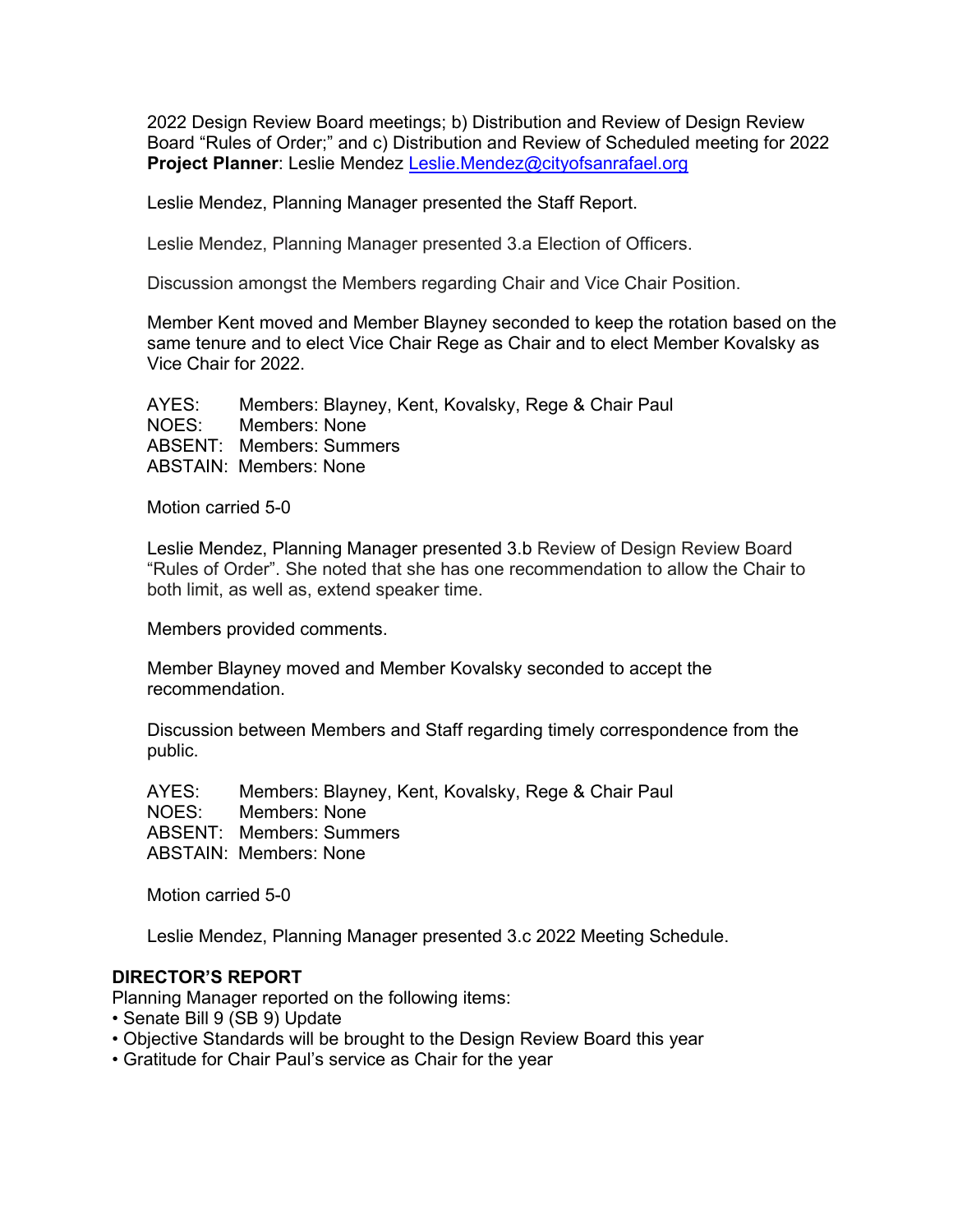2022 Design Review Board meetings; b) Distribution and Review of Design Review Board "Rules of Order;" and c) Distribution and Review of Scheduled meeting for 2022
**Project Planner**: Leslie Mendez Leslie.Mendez@cityofsanrafael.org

Leslie Mendez, Planning Manager presented the Staff Report.

Leslie Mendez, Planning Manager presented 3.a Election of Officers.

Discussion amongst the Members regarding Chair and Vice Chair Position.

Member Kent moved and Member Blayney seconded to keep the rotation based on the same tenure and to elect Vice Chair Rege as Chair and to elect Member Kovalsky as Vice Chair for 2022.

AYES: Members: Blayney, Kent, Kovalsky, Rege & Chair Paul
NOES: Members: None
ABSENT: Members: Summers
ABSTAIN: Members: None

Motion carried 5-0

Leslie Mendez, Planning Manager presented 3.b Review of Design Review Board "Rules of Order". She noted that she has one recommendation to allow the Chair to both limit, as well as, extend speaker time.

Members provided comments.

Member Blayney moved and Member Kovalsky seconded to accept the recommendation.

Discussion between Members and Staff regarding timely correspondence from the public.

AYES: Members: Blayney, Kent, Kovalsky, Rege & Chair Paul
NOES: Members: None
ABSENT: Members: Summers
ABSTAIN: Members: None

Motion carried 5-0

Leslie Mendez, Planning Manager presented 3.c 2022 Meeting Schedule.

**DIRECTOR'S REPORT**

Planning Manager reported on the following items:

- Senate Bill 9 (SB 9) Update
- Objective Standards will be brought to the Design Review Board this year
- Gratitude for Chair Paul's service as Chair for the year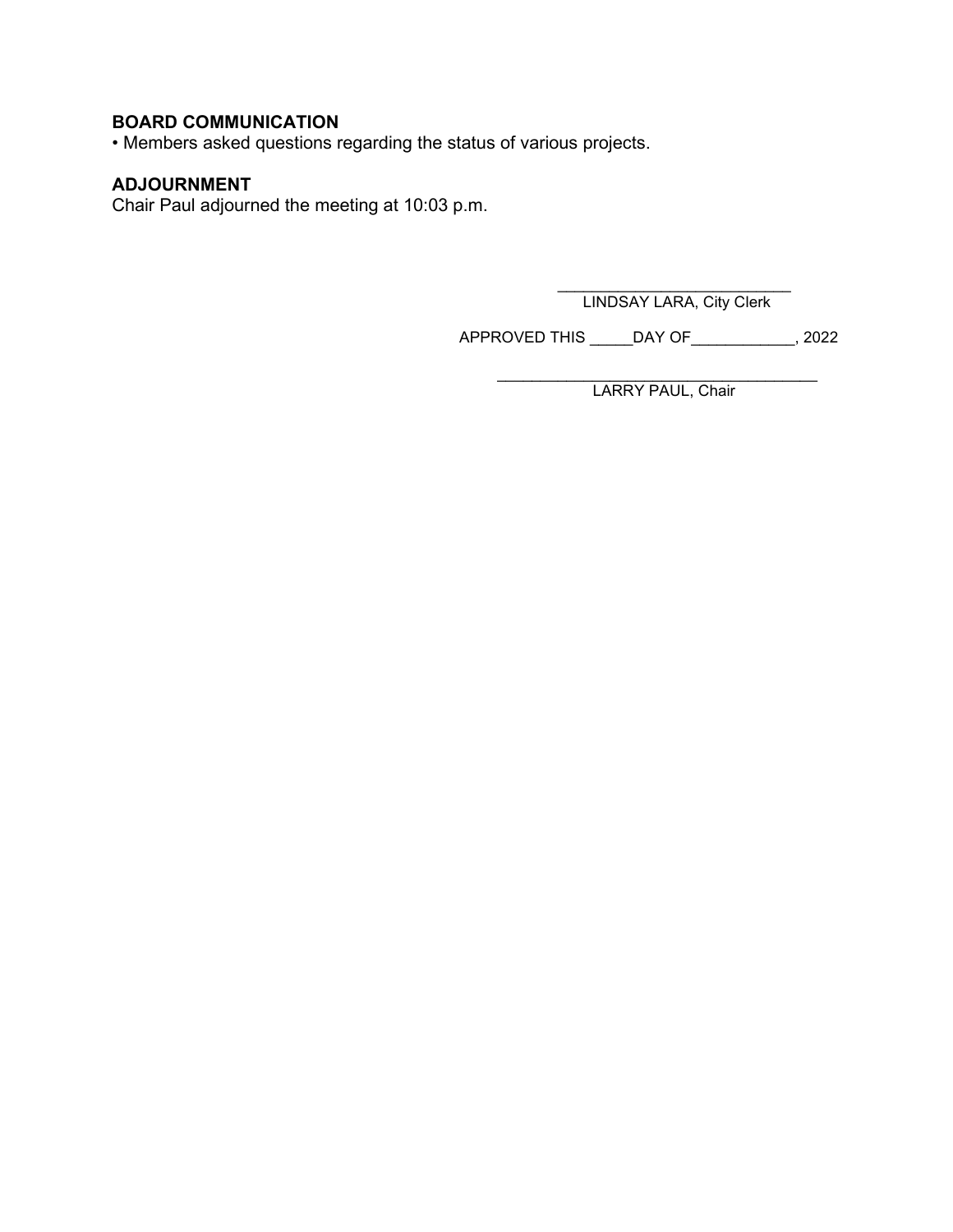**BOARD COMMUNICATION**

- Members asked questions regarding the status of various projects.

**ADJOURNMENT**

Chair Paul adjourned the meeting at 10:03 p.m.

\_\_\_\_\_\_\_\_\_\_\_\_\_\_\_\_\_\_\_\_\_\_\_\_\_\_\_\_

LINDSAY LARA, City Clerk

APPROVED THIS \_\_\_\_\_DAY OF\_\_\_\_\_\_\_\_\_\_\_\_, 2022

\_\_\_\_\_\_\_\_\_\_\_\_\_\_\_\_\_\_\_\_\_\_\_\_\_\_\_\_\_\_\_\_\_\_\_\_\_\_\_

LARRY PAUL, Chair